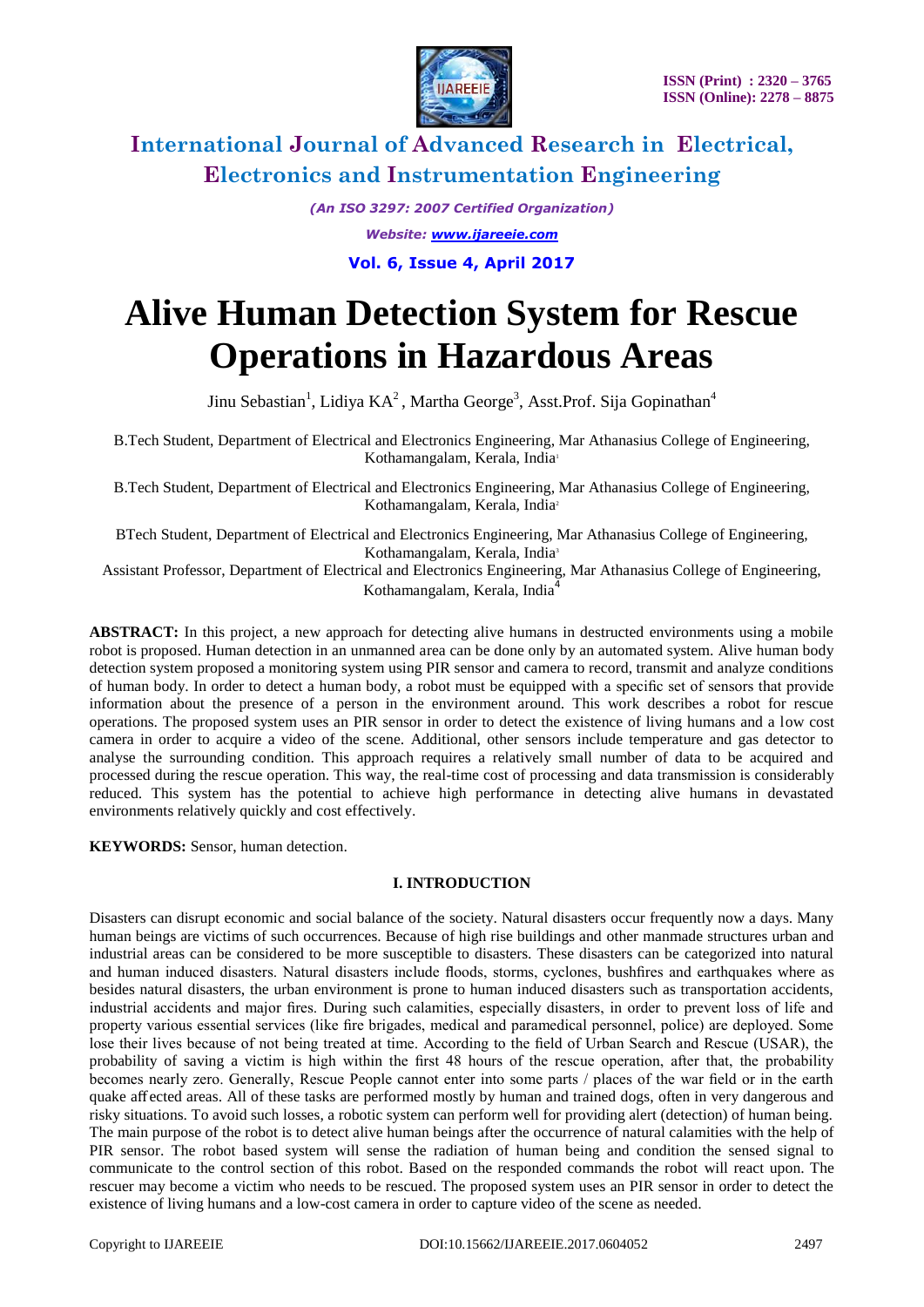# Alive Human Detection System for Rescue Operations in Hazardous Areas

Jinu Sebastian[1], Lidiya KA[2], Martha George[3], Asst.Prof. Sija Gopinathan[4]

B.Tech Student, Department of Electrical and Electronics Engineering, Mar Athanasius College of Engineering, Kothamangalam, Kerala, India[1]

B.Tech Student, Department of Electrical and Electronics Engineering, Mar Athanasius College of Engineering, Kothamangalam, Kerala, India[2]

BTech Student, Department of Electrical and Electronics Engineering, Mar Athanasius College of Engineering, Kothamangalam, Kerala, India[3]

Assistant Professor, Department of Electrical and Electronics Engineering, Mar Athanasius College of Engineering, Kothamangalam, Kerala, India[4]

**ABSTRACT:** In this project, a new approach for detecting alive humans in destructed environments using a mobile robot is proposed. Human detection in an unmanned area can be done only by an automated system. Alive human body detection system proposed a monitoring system using PIR sensor and camera to record, transmit and analyze conditions of human body. In order to detect a human body, a robot must be equipped with a specific set of sensors that provide information about the presence of a person in the environment around. This work describes a robot for rescue operations. The proposed system uses an PIR sensor in order to detect the existence of living humans and a low cost camera in order to acquire a video of the scene. Additional, other sensors include temperature and gas detector to analyse the surrounding condition. This approach requires a relatively small number of data to be acquired and processed during the rescue operation. This way, the real-time cost of processing and data transmission is considerably reduced. This system has the potential to achieve high performance in detecting alive humans in devastated environments relatively quickly and cost effectively.

**KEYWORDS:** Sensor, human detection.

## I. INTRODUCTION

Disasters can disrupt economic and social balance of the society. Natural disasters occur frequently now a days. Many human beings are victims of such occurrences. Because of high rise buildings and other manmade structures urban and industrial areas can be considered to be more susceptible to disasters. These disasters can be categorized into natural and human induced disasters. Natural disasters include floods, storms, cyclones, bushfires and earthquakes where as besides natural disasters, the urban environment is prone to human induced disasters such as transportation accidents, industrial accidents and major fires. During such calamities, especially disasters, in order to prevent loss of life and property various essential services (like fire brigades, medical and paramedical personnel, police) are deployed. Some lose their lives because of not being treated at time. According to the field of Urban Search and Rescue (USAR), the probability of saving a victim is high within the first 48 hours of the rescue operation, after that, the probability becomes nearly zero. Generally, Rescue People cannot enter into some parts / places of the war field or in the earth quake affected areas. All of these tasks are performed mostly by human and trained dogs, often in very dangerous and risky situations. To avoid such losses, a robotic system can perform well for providing alert (detection) of human being. The main purpose of the robot is to detect alive human beings after the occurrence of natural calamities with the help of PIR sensor. The robot based system will sense the radiation of human being and condition the sensed signal to communicate to the control section of this robot. Based on the responded commands the robot will react upon. The rescuer may become a victim who needs to be rescued. The proposed system uses an PIR sensor in order to detect the existence of living humans and a low-cost camera in order to capture video of the scene as needed.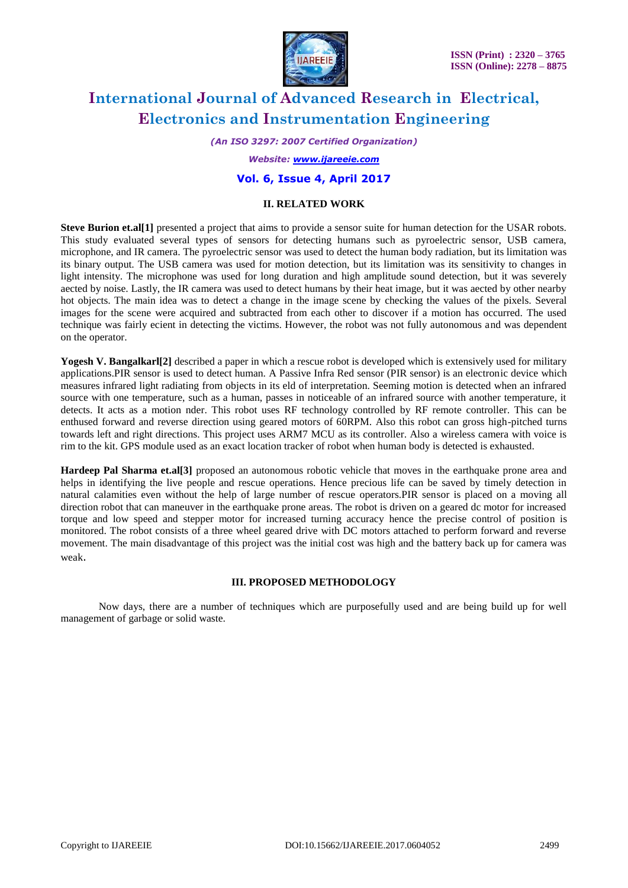## II. RELATED WORK

**Steve Burion et.al[1]** presented a project that aims to provide a sensor suite for human detection for the USAR robots. This study evaluated several types of sensors for detecting humans such as pyroelectric sensor, USB camera, microphone, and IR camera. The pyroelectric sensor was used to detect the human body radiation, but its limitation was its binary output. The USB camera was used for motion detection, but its limitation was its sensitivity to changes in light intensity. The microphone was used for long duration and high amplitude sound detection, but it was severely aected by noise. Lastly, the IR camera was used to detect humans by their heat image, but it was aected by other nearby hot objects. The main idea was to detect a change in the image scene by checking the values of the pixels. Several images for the scene were acquired and subtracted from each other to discover if a motion has occurred. The used technique was fairly ecient in detecting the victims. However, the robot was not fully autonomous and was dependent on the operator.

**Yogesh V. Bangalkarl[2]** described a paper in which a rescue robot is developed which is extensively used for military applications.PIR sensor is used to detect human. A Passive Infra Red sensor (PIR sensor) is an electronic device which measures infrared light radiating from objects in its eld of interpretation. Seeming motion is detected when an infrared source with one temperature, such as a human, passes in noticeable of an infrared source with another temperature, it detects. It acts as a motion nder. This robot uses RF technology controlled by RF remote controller. This can be enthused forward and reverse direction using geared motors of 60RPM. Also this robot can gross high-pitched turns towards left and right directions. This project uses ARM7 MCU as its controller. Also a wireless camera with voice is rim to the kit. GPS module used as an exact location tracker of robot when human body is detected is exhausted.

**Hardeep Pal Sharma et.al[3]** proposed an autonomous robotic vehicle that moves in the earthquake prone area and helps in identifying the live people and rescue operations. Hence precious life can be saved by timely detection in natural calamities even without the help of large number of rescue operators.PIR sensor is placed on a moving all direction robot that can maneuver in the earthquake prone areas. The robot is driven on a geared dc motor for increased torque and low speed and stepper motor for increased turning accuracy hence the precise control of position is monitored. The robot consists of a three wheel geared drive with DC motors attached to perform forward and reverse movement. The main disadvantage of this project was the initial cost was high and the battery back up for camera was weak.

## III. PROPOSED METHODOLOGY

Now days, there are a number of techniques which are purposefully used and are being build up for well management of garbage or solid waste.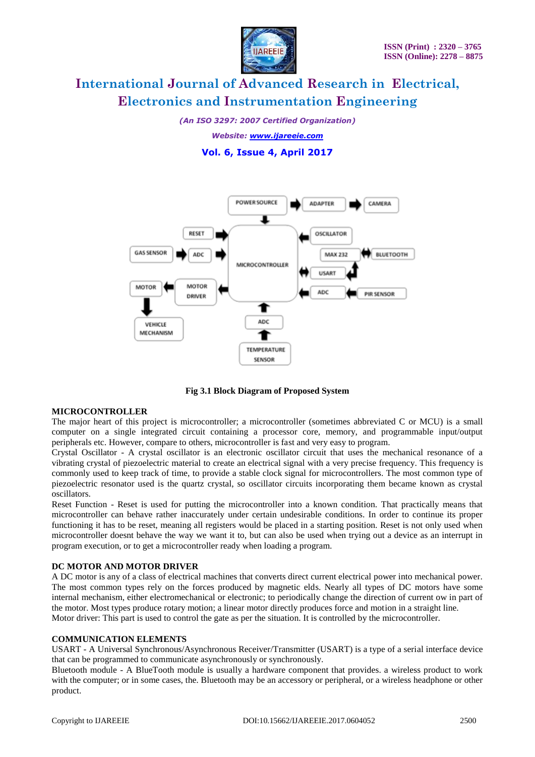Fig 3.1 Block Diagram of Proposed System

**MICROCONTROLLER**

The major heart of this project is microcontroller; a microcontroller (sometimes abbreviated C or MCU) is a small computer on a single integrated circuit containing a processor core, memory, and programmable input/output peripherals etc. However, compare to others, microcontroller is fast and very easy to program.

Crystal Oscillator - A crystal oscillator is an electronic oscillator circuit that uses the mechanical resonance of a vibrating crystal of piezoelectric material to create an electrical signal with a very precise frequency. This frequency is commonly used to keep track of time, to provide a stable clock signal for microcontrollers. The most common type of piezoelectric resonator used is the quartz crystal, so oscillator circuits incorporating them became known as crystal oscillators.

Reset Function - Reset is used for putting the microcontroller into a known condition. That practically means that microcontroller can behave rather inaccurately under certain undesirable conditions. In order to continue its proper functioning it has to be reset, meaning all registers would be placed in a starting position. Reset is not only used when microcontroller doesnt behave the way we want it to, but can also be used when trying out a device as an interrupt in program execution, or to get a microcontroller ready when loading a program.

**DC MOTOR AND MOTOR DRIVER**

A DC motor is any of a class of electrical machines that converts direct current electrical power into mechanical power. The most common types rely on the forces produced by magnetic elds. Nearly all types of DC motors have some internal mechanism, either electromechanical or electronic; to periodically change the direction of current ow in part of the motor. Most types produce rotary motion; a linear motor directly produces force and motion in a straight line.

Motor driver: This part is used to control the gate as per the situation. It is controlled by the microcontroller.

**COMMUNICATION ELEMENTS**

USART - A Universal Synchronous/Asynchronous Receiver/Transmitter (USART) is a type of a serial interface device that can be programmed to communicate asynchronously or synchronously.

Bluetooth module - A BlueTooth module is usually a hardware component that provides. a wireless product to work with the computer; or in some cases, the. Bluetooth may be an accessory or peripheral, or a wireless headphone or other product.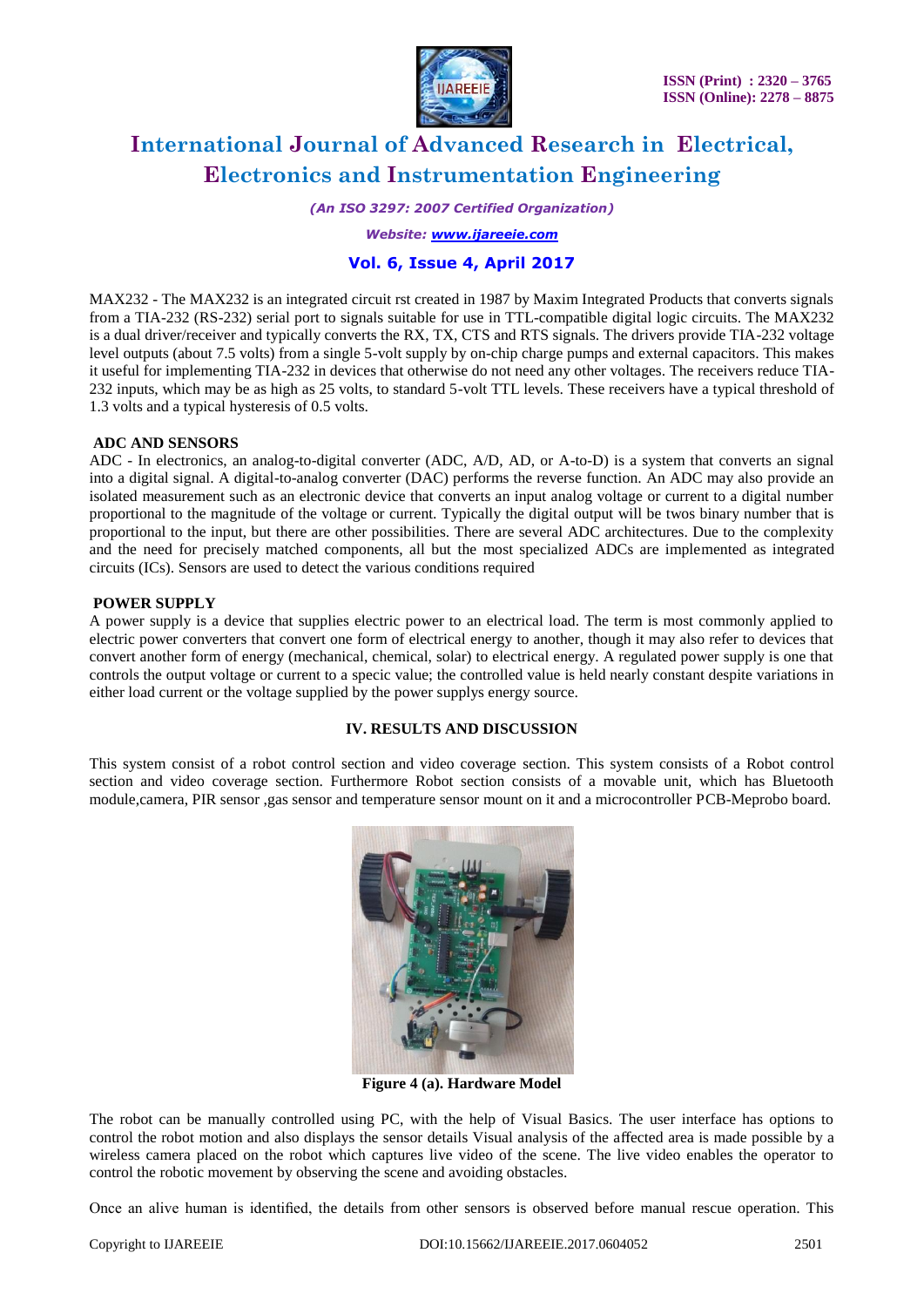MAX232 - The MAX232 is an integrated circuit rst created in 1987 by Maxim Integrated Products that converts signals from a TIA-232 (RS-232) serial port to signals suitable for use in TTL-compatible digital logic circuits. The MAX232 is a dual driver/receiver and typically converts the RX, TX, CTS and RTS signals. The drivers provide TIA-232 voltage level outputs (about 7.5 volts) from a single 5-volt supply by on-chip charge pumps and external capacitors. This makes it useful for implementing TIA-232 in devices that otherwise do not need any other voltages. The receivers reduce TIA-232 inputs, which may be as high as 25 volts, to standard 5-volt TTL levels. These receivers have a typical threshold of 1.3 volts and a typical hysteresis of 0.5 volts.

**ADC AND SENSORS**

ADC - In electronics, an analog-to-digital converter (ADC, A/D, AD, or A-to-D) is a system that converts an signal into a digital signal. A digital-to-analog converter (DAC) performs the reverse function. An ADC may also provide an isolated measurement such as an electronic device that converts an input analog voltage or current to a digital number proportional to the magnitude of the voltage or current. Typically the digital output will be twos binary number that is proportional to the input, but there are other possibilities. There are several ADC architectures. Due to the complexity and the need for precisely matched components, all but the most specialized ADCs are implemented as integrated circuits (ICs). Sensors are used to detect the various conditions required

**POWER SUPPLY**

A power supply is a device that supplies electric power to an electrical load. The term is most commonly applied to electric power converters that convert one form of electrical energy to another, though it may also refer to devices that convert another form of energy (mechanical, chemical, solar) to electrical energy. A regulated power supply is one that controls the output voltage or current to a specic value; the controlled value is held nearly constant despite variations in either load current or the voltage supplied by the power supplys energy source.

## IV. RESULTS AND DISCUSSION

This system consist of a robot control section and video coverage section. This system consists of a Robot control section and video coverage section. Furthermore Robot section consists of a movable unit, which has Bluetooth module,camera, PIR sensor ,gas sensor and temperature sensor mount on it and a microcontroller PCB-Meprobo board.

**Figure 4 (a). Hardware Model**

The robot can be manually controlled using PC, with the help of Visual Basics. The user interface has options to control the robot motion and also displays the sensor details Visual analysis of the affected area is made possible by a wireless camera placed on the robot which captures live video of the scene. The live video enables the operator to control the robotic movement by observing the scene and avoiding obstacles.

Once an alive human is identified, the details from other sensors is observed before manual rescue operation. This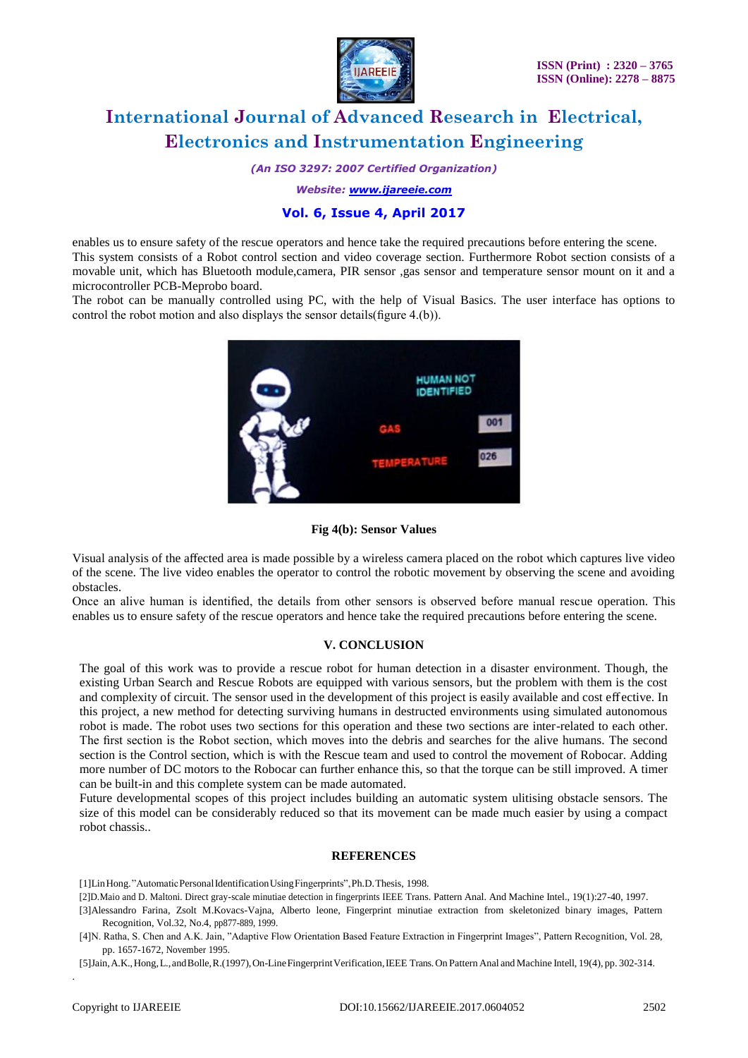enables us to ensure safety of the rescue operators and hence take the required precautions before entering the scene.
This system consists of a Robot control section and video coverage section. Furthermore Robot section consists of a movable unit, which has Bluetooth module,camera, PIR sensor ,gas sensor and temperature sensor mount on it and a microcontroller PCB-Meprobo board.
The robot can be manually controlled using PC, with the help of Visual Basics. The user interface has options to control the robot motion and also displays the sensor details(figure 4.(b)).

HUMAN NOT IDENTIFIED

GAS 001

TEMPERATURE 026

**Fig 4(b): Sensor Values**

Visual analysis of the affected area is made possible by a wireless camera placed on the robot which captures live video of the scene. The live video enables the operator to control the robotic movement by observing the scene and avoiding obstacles.
Once an alive human is identified, the details from other sensors is observed before manual rescue operation. This enables us to ensure safety of the rescue operators and hence take the required precautions before entering the scene.

## V. CONCLUSION

The goal of this work was to provide a rescue robot for human detection in a disaster environment. Though, the existing Urban Search and Rescue Robots are equipped with various sensors, but the problem with them is the cost and complexity of circuit. The sensor used in the development of this project is easily available and cost effective. In this project, a new method for detecting surviving humans in destructed environments using simulated autonomous robot is made. The robot uses two sections for this operation and these two sections are inter-related to each other. The first section is the Robot section, which moves into the debris and searches for the alive humans. The second section is the Control section, which is with the Rescue team and used to control the movement of Robocar. Adding more number of DC motors to the Robocar can further enhance this, so that the torque can be still improved. A timer can be built-in and this complete system can be made automated.
Future developmental scopes of this project includes building an automatic system ulitising obstacle sensors. The size of this model can be considerably reduced so that its movement can be made much easier by using a compact robot chassis..

## REFERENCES

[1]Lin Hong."Automatic Personal Identification Using Fingerprints", Ph.D. Thesis, 1998.

[2]D.Maio and D. Maltoni. Direct gray-scale minutiae detection in fingerprints IEEE Trans. Pattern Anal. And Machine Intel., 19(1):27-40, 1997.

[3]Alessandro Farina, Zsolt M.Kovacs-Vajna, Alberto leone, Fingerprint minutiae extraction from skeletonized binary images, Pattern Recognition, Vol.32, No.4, pp877-889, 1999.

[4]N. Ratha, S. Chen and A.K. Jain, "Adaptive Flow Orientation Based Feature Extraction in Fingerprint Images", Pattern Recognition, Vol. 28, pp. 1657-1672, November 1995.

[5]Jain, A.K., Hong, L., and Bolle, R.(1997), On-Line Fingerprint Verification, IEEE Trans. On Pattern Anal and Machine Intell, 19(4), pp. 302-314.